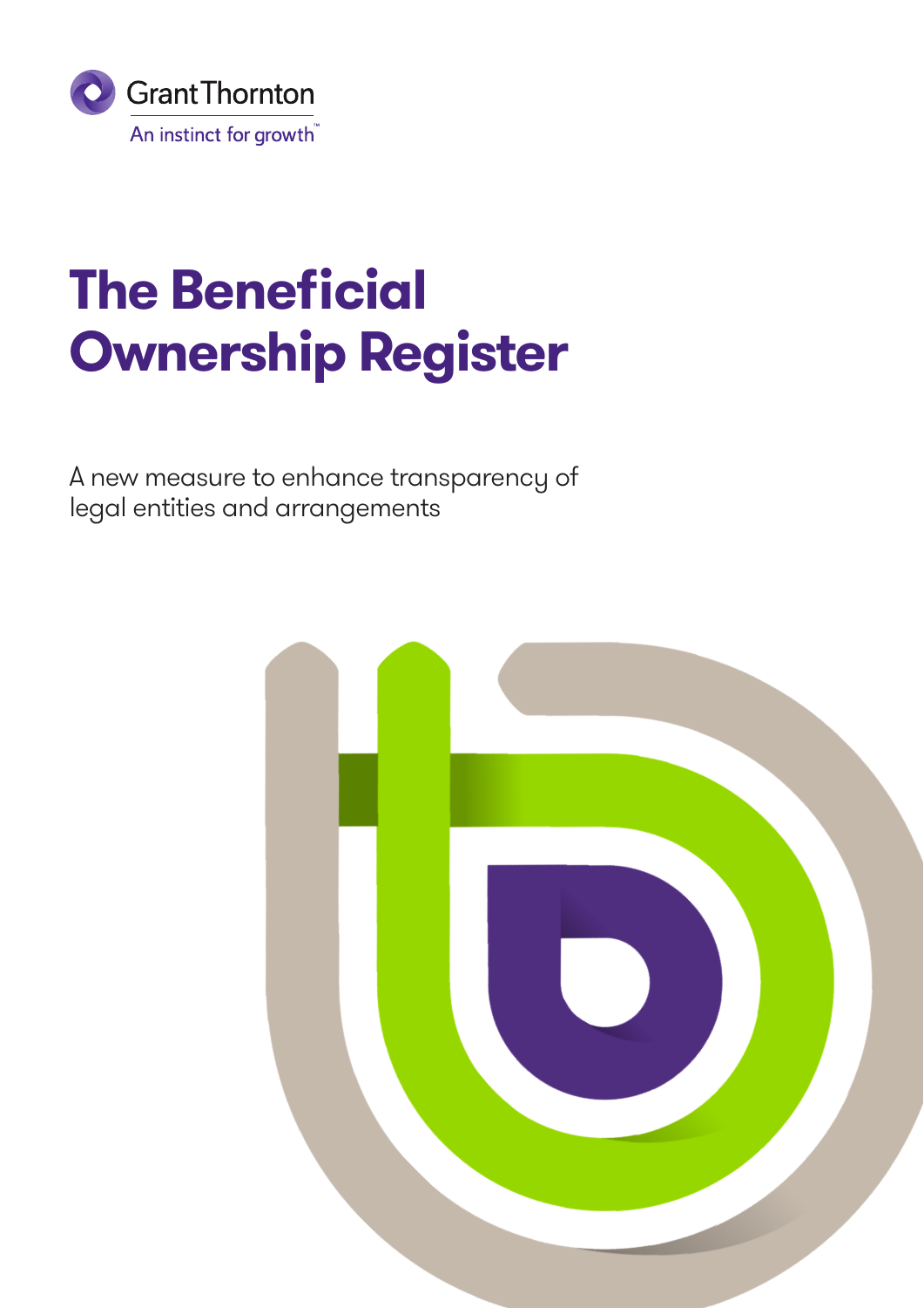Grant Thornton

An instinct for growth™

# The Beneficial Ownership Register

A new measure to enhance transparency of legal entities and arrangements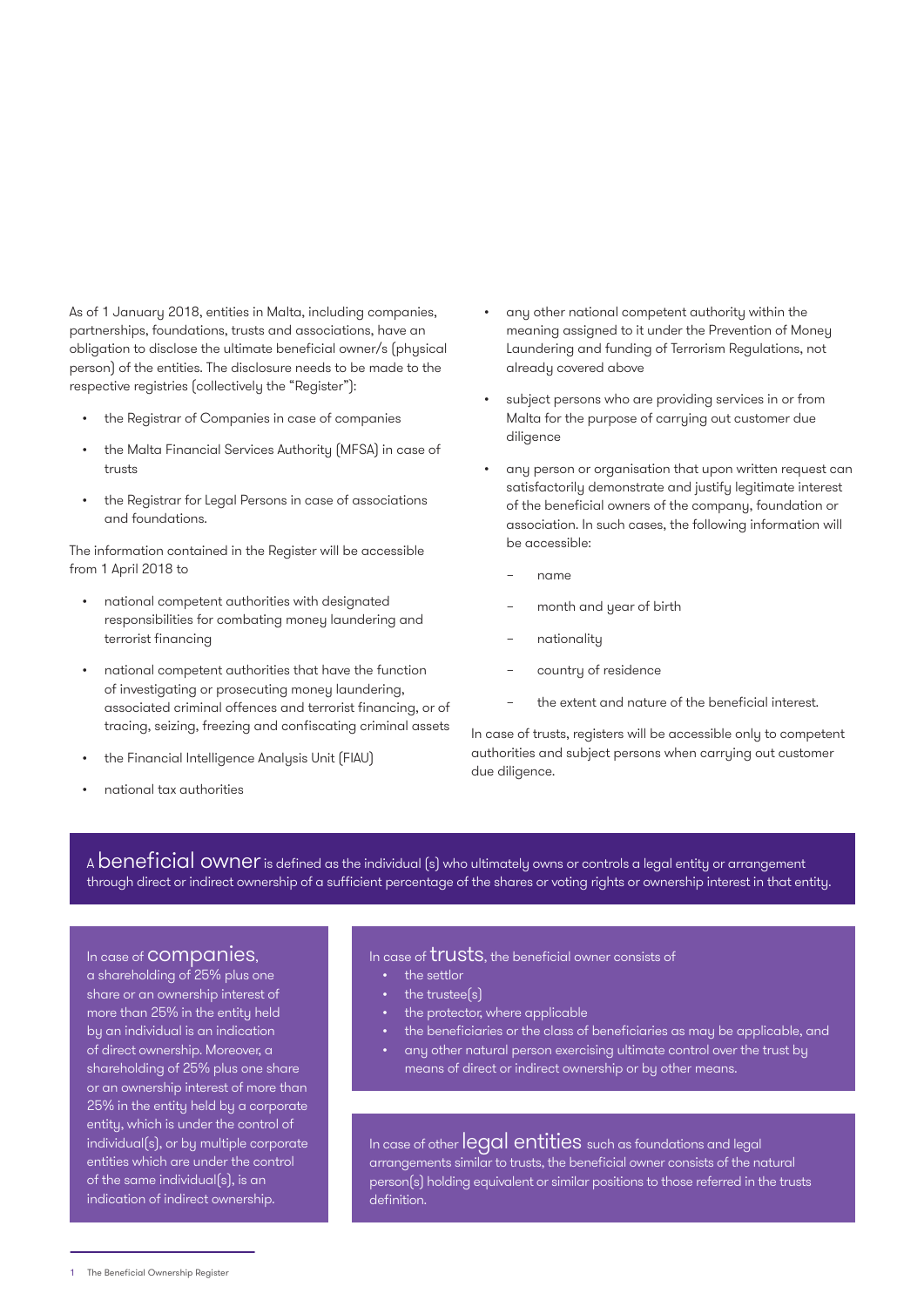As of 1 January 2018, entities in Malta, including companies, partnerships, foundations, trusts and associations, have an obligation to disclose the ultimate beneficial owner/s (physical person) of the entities. The disclosure needs to be made to the respective registries (collectively the "Register"):

- the Registrar of Companies in case of companies
- the Malta Financial Services Authority (MFSA) in case of trusts
- the Registrar for Legal Persons in case of associations and foundations.

The information contained in the Register will be accessible from 1 April 2018 to

- national competent authorities with designated responsibilities for combating money laundering and terrorist financing
- national competent authorities that have the function of investigating or prosecuting money laundering, associated criminal offences and terrorist financing, or of tracing, seizing, freezing and confiscating criminal assets
- the Financial Intelligence Analysis Unit (FIAU)
- national tax authorities
- any other national competent authority within the meaning assigned to it under the Prevention of Money Laundering and funding of Terrorism Regulations, not already covered above
- subject persons who are providing services in or from Malta for the purpose of carrying out customer due diligence
- any person or organisation that upon written request can satisfactorily demonstrate and justify legitimate interest of the beneficial owners of the company, foundation or association. In such cases, the following information will be accessible:
  - name
  - month and year of birth
  - nationality
  - country of residence
  - the extent and nature of the beneficial interest.

In case of trusts, registers will be accessible only to competent authorities and subject persons when carrying out customer due diligence.

A **beneficial owner** is defined as the individual (s) who ultimately owns or controls a legal entity or arrangement through direct or indirect ownership of a sufficient percentage of the shares or voting rights or ownership interest in that entity.

In case of **companies**, a shareholding of 25% plus one share or an ownership interest of more than 25% in the entity held by an individual is an indication of direct ownership. Moreover, a shareholding of 25% plus one share or an ownership interest of more than 25% in the entity held by a corporate entity, which is under the control of individual(s), or by multiple corporate entities which are under the control of the same individual(s), is an indication of indirect ownership.

In case of **trusts**, the beneficial owner consists of

- the settlor
- the trustee(s)
- the protector, where applicable
- the beneficiaries or the class of beneficiaries as may be applicable, and
- any other natural person exercising ultimate control over the trust by means of direct or indirect ownership or by other means.

In case of other **legal entities** such as foundations and legal arrangements similar to trusts, the beneficial owner consists of the natural person(s) holding equivalent or similar positions to those referred in the trusts definition.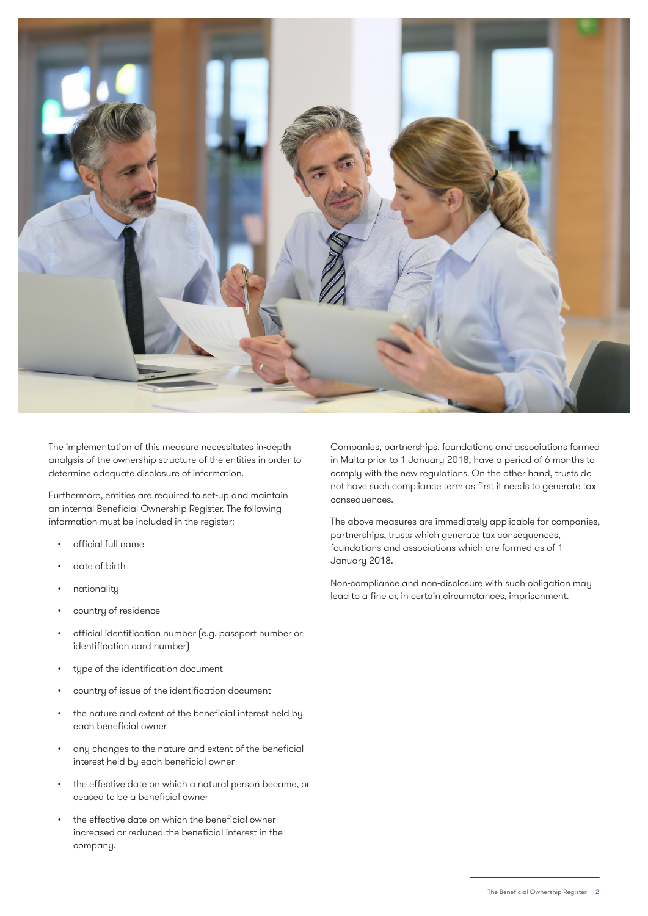The implementation of this measure necessitates in-depth analysis of the ownership structure of the entities in order to determine adequate disclosure of information.

Furthermore, entities are required to set-up and maintain an internal Beneficial Ownership Register. The following information must be included in the register:

- official full name
- date of birth
- nationality
- country of residence
- official identification number (e.g. passport number or identification card number)
- type of the identification document
- country of issue of the identification document
- the nature and extent of the beneficial interest held by each beneficial owner
- any changes to the nature and extent of the beneficial interest held by each beneficial owner
- the effective date on which a natural person became, or ceased to be a beneficial owner
- the effective date on which the beneficial owner increased or reduced the beneficial interest in the company.

Companies, partnerships, foundations and associations formed in Malta prior to 1 January 2018, have a period of 6 months to comply with the new regulations. On the other hand, trusts do not have such compliance term as first it needs to generate tax consequences.

The above measures are immediately applicable for companies, partnerships, trusts which generate tax consequences, foundations and associations which are formed as of 1 January 2018.

Non-compliance and non-disclosure with such obligation may lead to a fine or, in certain circumstances, imprisonment.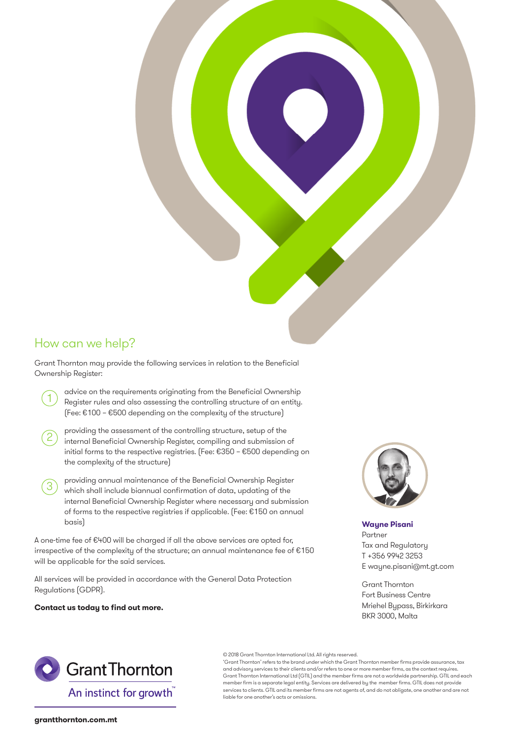## How can we help?

Grant Thornton may provide the following services in relation to the Beneficial Ownership Register:

1. advice on the requirements originating from the Beneficial Ownership Register rules and also assessing the controlling structure of an entity. (Fee: €100 – €500 depending on the complexity of the structure)
2. providing the assessment of the controlling structure, setup of the internal Beneficial Ownership Register, compiling and submission of initial forms to the respective registries. (Fee: €350 – €500 depending on the complexity of the structure)
3. providing annual maintenance of the Beneficial Ownership Register which shall include biannual confirmation of data, updating of the internal Beneficial Ownership Register where necessary and submission of forms to the respective registries if applicable. (Fee: €150 on annual basis)

A one-time fee of €400 will be charged if all the above services are opted for, irrespective of the complexity of the structure; an annual maintenance fee of €150 will be applicable for the said services.

All services will be provided in accordance with the General Data Protection Regulations (GDPR).

**Contact us today to find out more.**

**Wayne Pisani**
Partner
Tax and Regulatory
T +356 9942 3253
E wayne.pisani@mt.gt.com

Grant Thornton
Fort Business Centre
Mriehel Bypass, Birkirkara
BKR 3000, Malta

Grant Thornton
An instinct for growth™

© 2018 Grant Thornton International Ltd. All rights reserved.
'Grant Thornton' refers to the brand under which the Grant Thornton member firms provide assurance, tax and advisory services to their clients and/or refers to one or more member firms, as the context requires. Grant Thornton International Ltd (GTIL) and the member firms are not a worldwide partnership. GTIL and each member firm is a separate legal entity. Services are delivered by the member firms. GTIL does not provide services to clients. GTIL and its member firms are not agents of, and do not obligate, one another and are not liable for one another's acts or omissions.

**grantthornton.com.mt**